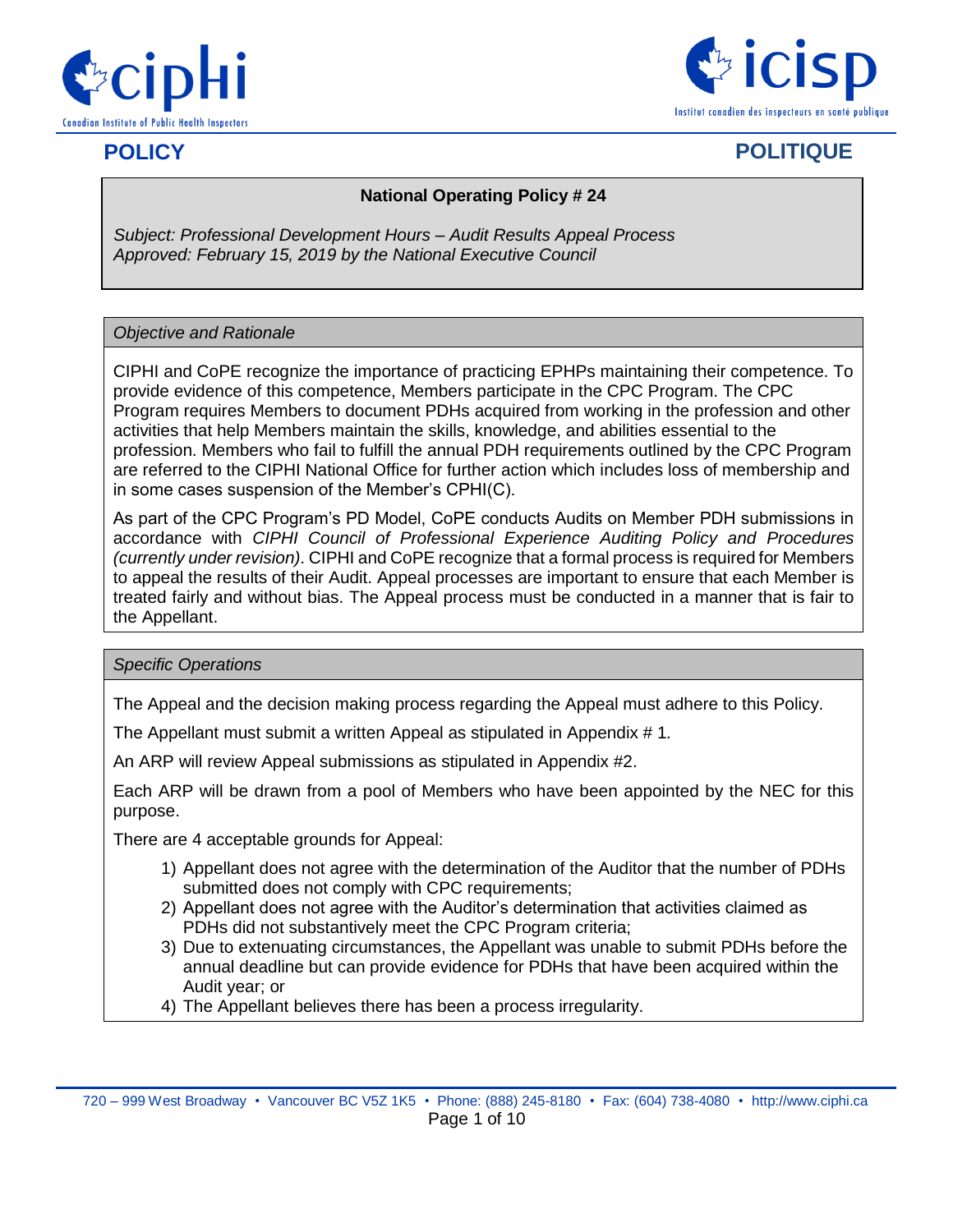# POLICY

# POLITIQUE

## National Operating Policy # 24

*Subject: Professional Development Hours – Audit Results Appeal Process*
*Approved: February 15, 2019 by the National Executive Council*

### *Objective and Rationale*

CIPHI and CoPE recognize the importance of practicing EPHPs maintaining their competence. To provide evidence of this competence, Members participate in the CPC Program. The CPC Program requires Members to document PDHs acquired from working in the profession and other activities that help Members maintain the skills, knowledge, and abilities essential to the profession. Members who fail to fulfill the annual PDH requirements outlined by the CPC Program are referred to the CIPHI National Office for further action which includes loss of membership and in some cases suspension of the Member's CPHI(C).

As part of the CPC Program's PD Model, CoPE conducts Audits on Member PDH submissions in accordance with *CIPHI Council of Professional Experience Auditing Policy and Procedures (currently under revision)*. CIPHI and CoPE recognize that a formal process is required for Members to appeal the results of their Audit. Appeal processes are important to ensure that each Member is treated fairly and without bias. The Appeal process must be conducted in a manner that is fair to the Appellant.

### *Specific Operations*

The Appeal and the decision making process regarding the Appeal must adhere to this Policy.

The Appellant must submit a written Appeal as stipulated in Appendix # 1.

An ARP will review Appeal submissions as stipulated in Appendix #2.

Each ARP will be drawn from a pool of Members who have been appointed by the NEC for this purpose.

There are 4 acceptable grounds for Appeal:

1) Appellant does not agree with the determination of the Auditor that the number of PDHs submitted does not comply with CPC requirements;
2) Appellant does not agree with the Auditor's determination that activities claimed as PDHs did not substantively meet the CPC Program criteria;
3) Due to extenuating circumstances, the Appellant was unable to submit PDHs before the annual deadline but can provide evidence for PDHs that have been acquired within the Audit year; or
4) The Appellant believes there has been a process irregularity.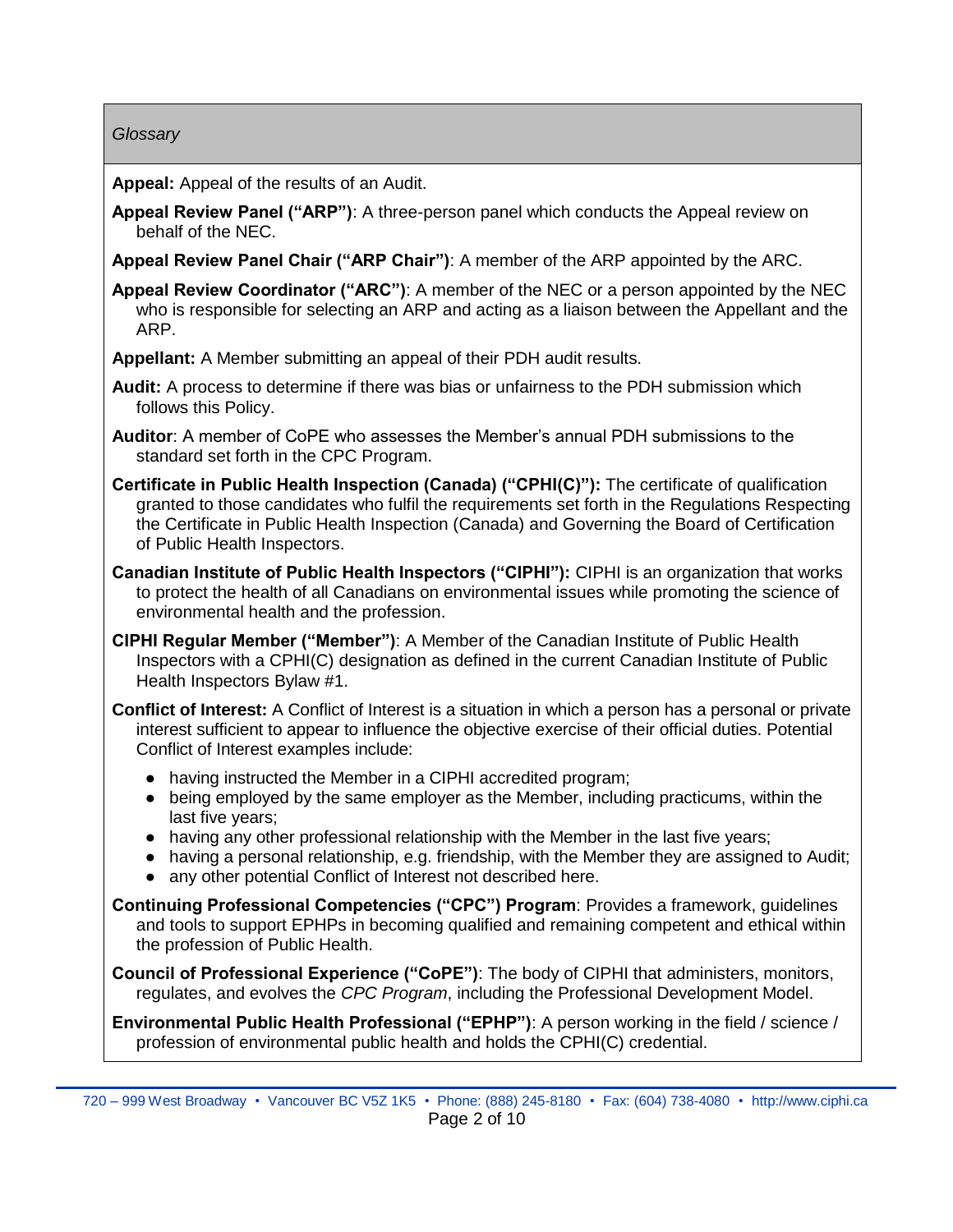*Glossary*

**Appeal:** Appeal of the results of an Audit.

**Appeal Review Panel ("ARP")**: A three-person panel which conducts the Appeal review on behalf of the NEC.

**Appeal Review Panel Chair ("ARP Chair")**: A member of the ARP appointed by the ARC.

**Appeal Review Coordinator ("ARC")**: A member of the NEC or a person appointed by the NEC who is responsible for selecting an ARP and acting as a liaison between the Appellant and the ARP.

**Appellant:** A Member submitting an appeal of their PDH audit results.

**Audit:** A process to determine if there was bias or unfairness to the PDH submission which follows this Policy.

**Auditor**: A member of CoPE who assesses the Member's annual PDH submissions to the standard set forth in the CPC Program.

**Certificate in Public Health Inspection (Canada) ("CPHI(C)"):** The certificate of qualification granted to those candidates who fulfil the requirements set forth in the Regulations Respecting the Certificate in Public Health Inspection (Canada) and Governing the Board of Certification of Public Health Inspectors.

**Canadian Institute of Public Health Inspectors ("CIPHI"):** CIPHI is an organization that works to protect the health of all Canadians on environmental issues while promoting the science of environmental health and the profession.

**CIPHI Regular Member ("Member")**: A Member of the Canadian Institute of Public Health Inspectors with a CPHI(C) designation as defined in the current Canadian Institute of Public Health Inspectors Bylaw #1.

**Conflict of Interest:** A Conflict of Interest is a situation in which a person has a personal or private interest sufficient to appear to influence the objective exercise of their official duties. Potential Conflict of Interest examples include:

- having instructed the Member in a CIPHI accredited program;
- being employed by the same employer as the Member, including practicums, within the last five years;
- having any other professional relationship with the Member in the last five years;
- having a personal relationship, e.g. friendship, with the Member they are assigned to Audit;
- any other potential Conflict of Interest not described here.

**Continuing Professional Competencies ("CPC") Program**: Provides a framework, guidelines and tools to support EPHPs in becoming qualified and remaining competent and ethical within the profession of Public Health.

**Council of Professional Experience ("CoPE")**: The body of CIPHI that administers, monitors, regulates, and evolves the *CPC Program*, including the Professional Development Model.

**Environmental Public Health Professional ("EPHP")**: A person working in the field / science / profession of environmental public health and holds the CPHI(C) credential.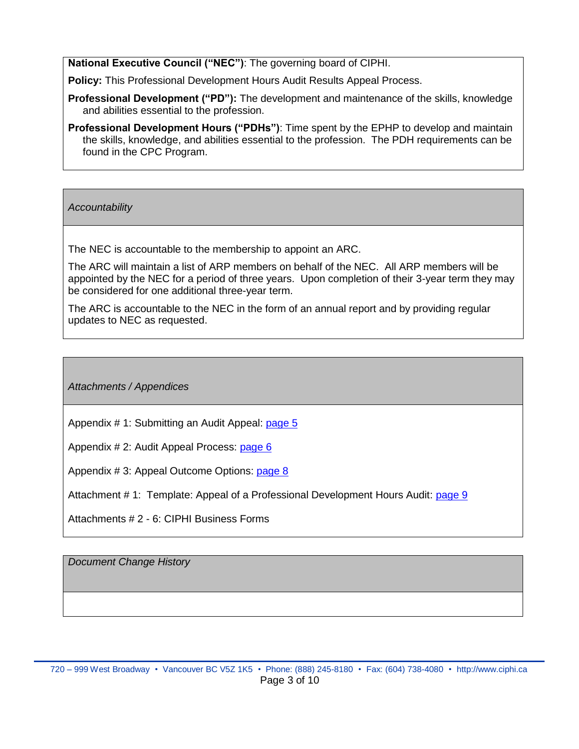**National Executive Council ("NEC")**: The governing board of CIPHI.

**Policy:** This Professional Development Hours Audit Results Appeal Process.

**Professional Development ("PD"):** The development and maintenance of the skills, knowledge and abilities essential to the profession.

**Professional Development Hours ("PDHs")**: Time spent by the EPHP to develop and maintain the skills, knowledge, and abilities essential to the profession. The PDH requirements can be found in the CPC Program.

## *Accountability*

The NEC is accountable to the membership to appoint an ARC.

The ARC will maintain a list of ARP members on behalf of the NEC. All ARP members will be appointed by the NEC for a period of three years. Upon completion of their 3-year term they may be considered for one additional three-year term.

The ARC is accountable to the NEC in the form of an annual report and by providing regular updates to NEC as requested.

## *Attachments / Appendices*

Appendix # 1: Submitting an Audit Appeal: page 5

Appendix # 2: Audit Appeal Process: page 6

Appendix # 3: Appeal Outcome Options: page 8

Attachment # 1: Template: Appeal of a Professional Development Hours Audit: page 9

Attachments # 2 - 6: CIPHI Business Forms

## *Document Change History*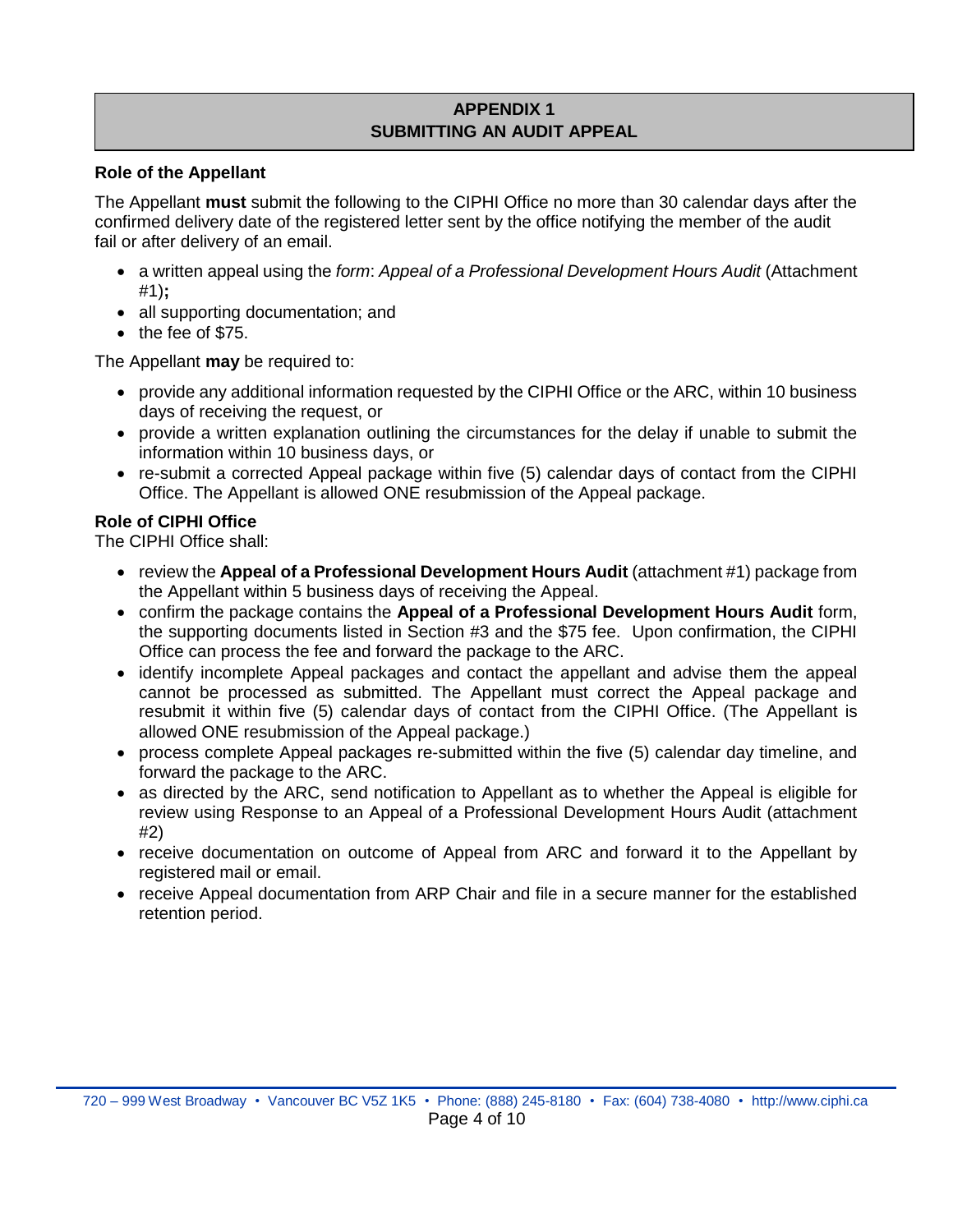# APPENDIX 1
# SUBMITTING AN AUDIT APPEAL

**Role of the Appellant**

The Appellant **must** submit the following to the CIPHI Office no more than 30 calendar days after the confirmed delivery date of the registered letter sent by the office notifying the member of the audit fail or after delivery of an email.

- a written appeal using the *form*: *Appeal of a Professional Development Hours Audit* (Attachment #1)**;**
- all supporting documentation; and
- the fee of $75.

The Appellant **may** be required to:

- provide any additional information requested by the CIPHI Office or the ARC, within 10 business days of receiving the request, or
- provide a written explanation outlining the circumstances for the delay if unable to submit the information within 10 business days, or
- re-submit a corrected Appeal package within five (5) calendar days of contact from the CIPHI Office. The Appellant is allowed ONE resubmission of the Appeal package.

**Role of CIPHI Office**

The CIPHI Office shall:

- review the **Appeal of a Professional Development Hours Audit** (attachment #1) package from the Appellant within 5 business days of receiving the Appeal.
- confirm the package contains the **Appeal of a Professional Development Hours Audit** form, the supporting documents listed in Section #3 and the $75 fee. Upon confirmation, the CIPHI Office can process the fee and forward the package to the ARC.
- identify incomplete Appeal packages and contact the appellant and advise them the appeal cannot be processed as submitted. The Appellant must correct the Appeal package and resubmit it within five (5) calendar days of contact from the CIPHI Office. (The Appellant is allowed ONE resubmission of the Appeal package.)
- process complete Appeal packages re-submitted within the five (5) calendar day timeline, and forward the package to the ARC.
- as directed by the ARC, send notification to Appellant as to whether the Appeal is eligible for review using Response to an Appeal of a Professional Development Hours Audit (attachment #2)
- receive documentation on outcome of Appeal from ARC and forward it to the Appellant by registered mail or email.
- receive Appeal documentation from ARP Chair and file in a secure manner for the established retention period.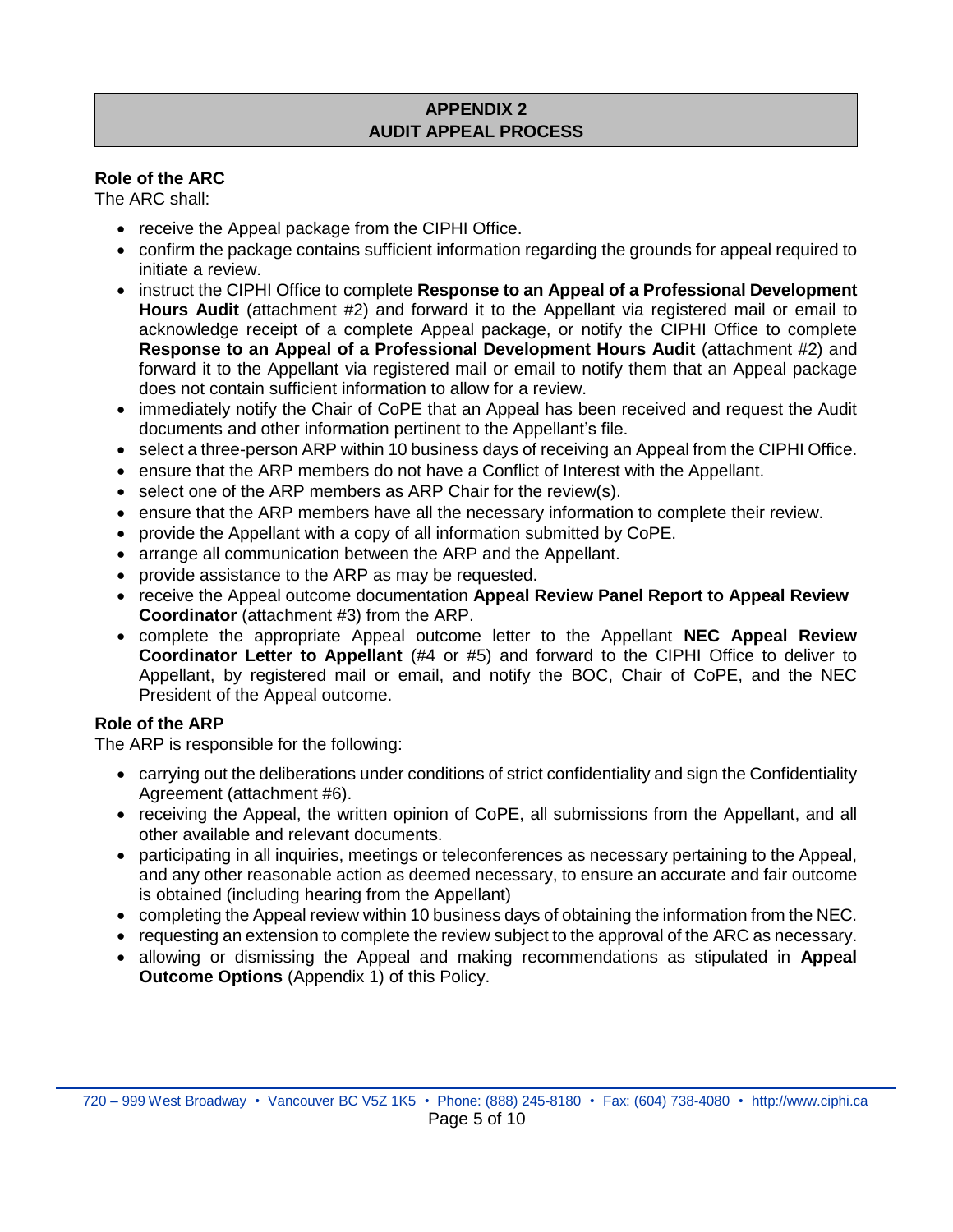## APPENDIX 2
## AUDIT APPEAL PROCESS

**Role of the ARC**

The ARC shall:

- receive the Appeal package from the CIPHI Office.
- confirm the package contains sufficient information regarding the grounds for appeal required to initiate a review.
- instruct the CIPHI Office to complete **Response to an Appeal of a Professional Development Hours Audit** (attachment #2) and forward it to the Appellant via registered mail or email to acknowledge receipt of a complete Appeal package, or notify the CIPHI Office to complete **Response to an Appeal of a Professional Development Hours Audit** (attachment #2) and forward it to the Appellant via registered mail or email to notify them that an Appeal package does not contain sufficient information to allow for a review.
- immediately notify the Chair of CoPE that an Appeal has been received and request the Audit documents and other information pertinent to the Appellant's file.
- select a three-person ARP within 10 business days of receiving an Appeal from the CIPHI Office.
- ensure that the ARP members do not have a Conflict of Interest with the Appellant.
- select one of the ARP members as ARP Chair for the review(s).
- ensure that the ARP members have all the necessary information to complete their review.
- provide the Appellant with a copy of all information submitted by CoPE.
- arrange all communication between the ARP and the Appellant.
- provide assistance to the ARP as may be requested.
- receive the Appeal outcome documentation **Appeal Review Panel Report to Appeal Review Coordinator** (attachment #3) from the ARP.
- complete the appropriate Appeal outcome letter to the Appellant **NEC Appeal Review Coordinator Letter to Appellant** (#4 or #5) and forward to the CIPHI Office to deliver to Appellant, by registered mail or email, and notify the BOC, Chair of CoPE, and the NEC President of the Appeal outcome.

**Role of the ARP**

The ARP is responsible for the following:

- carrying out the deliberations under conditions of strict confidentiality and sign the Confidentiality Agreement (attachment #6).
- receiving the Appeal, the written opinion of CoPE, all submissions from the Appellant, and all other available and relevant documents.
- participating in all inquiries, meetings or teleconferences as necessary pertaining to the Appeal, and any other reasonable action as deemed necessary, to ensure an accurate and fair outcome is obtained (including hearing from the Appellant)
- completing the Appeal review within 10 business days of obtaining the information from the NEC.
- requesting an extension to complete the review subject to the approval of the ARC as necessary.
- allowing or dismissing the Appeal and making recommendations as stipulated in **Appeal Outcome Options** (Appendix 1) of this Policy.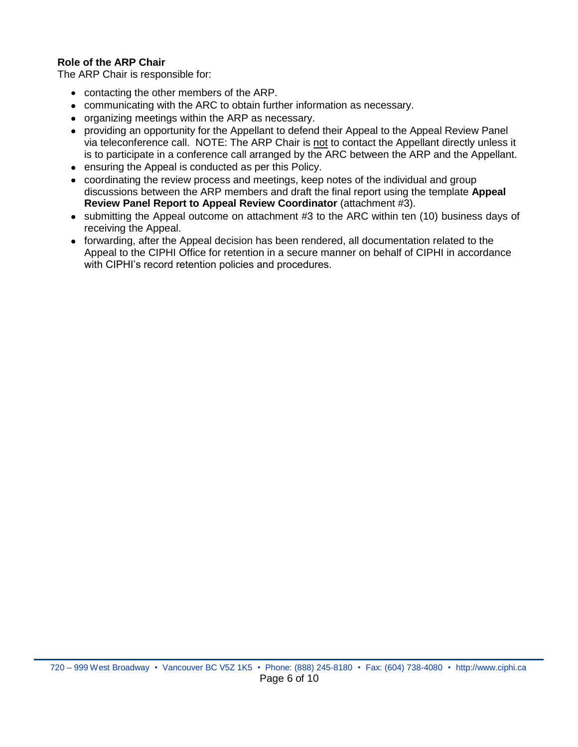**Role of the ARP Chair**

The ARP Chair is responsible for:

- contacting the other members of the ARP.
- communicating with the ARC to obtain further information as necessary.
- organizing meetings within the ARP as necessary.
- providing an opportunity for the Appellant to defend their Appeal to the Appeal Review Panel via teleconference call. NOTE: The ARP Chair is <u>not</u> to contact the Appellant directly unless it is to participate in a conference call arranged by the ARC between the ARP and the Appellant.
- ensuring the Appeal is conducted as per this Policy.
- coordinating the review process and meetings, keep notes of the individual and group discussions between the ARP members and draft the final report using the template **Appeal Review Panel Report to Appeal Review Coordinator** (attachment #3).
- submitting the Appeal outcome on attachment #3 to the ARC within ten (10) business days of receiving the Appeal.
- forwarding, after the Appeal decision has been rendered, all documentation related to the Appeal to the CIPHI Office for retention in a secure manner on behalf of CIPHI in accordance with CIPHI's record retention policies and procedures.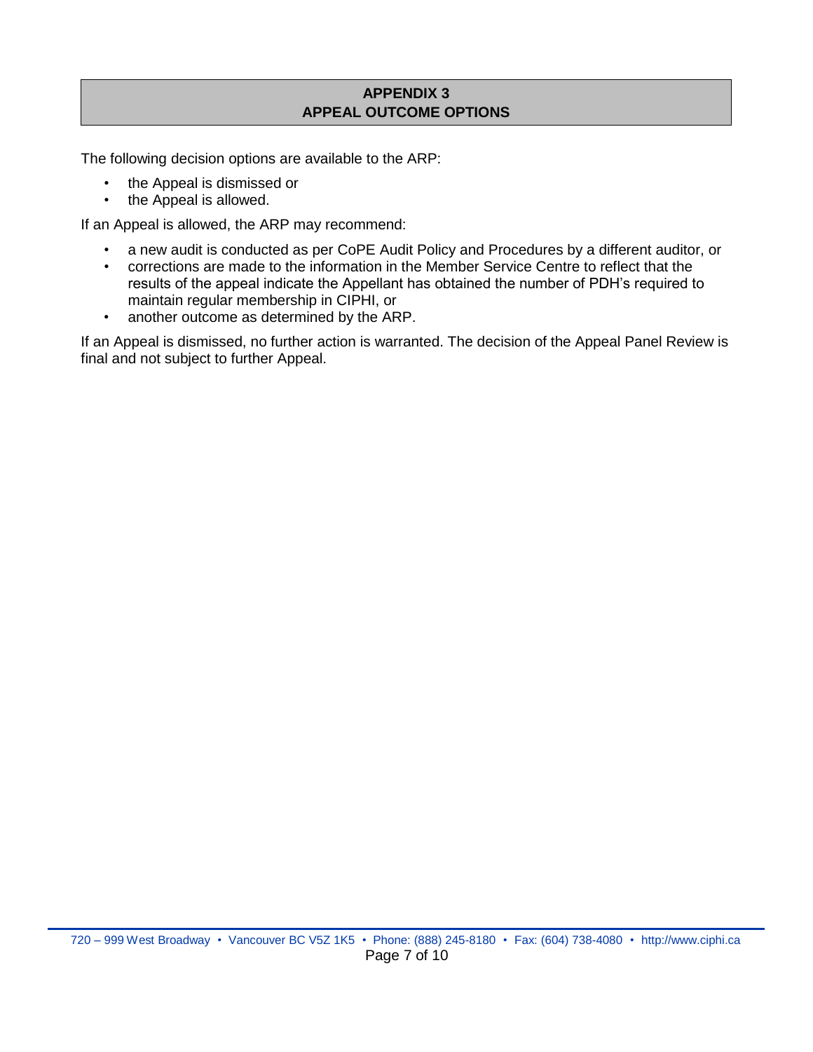## APPENDIX 3
## APPEAL OUTCOME OPTIONS

The following decision options are available to the ARP:

- the Appeal is dismissed or
- the Appeal is allowed.

If an Appeal is allowed, the ARP may recommend:

- a new audit is conducted as per CoPE Audit Policy and Procedures by a different auditor, or
- corrections are made to the information in the Member Service Centre to reflect that the results of the appeal indicate the Appellant has obtained the number of PDH's required to maintain regular membership in CIPHI, or
- another outcome as determined by the ARP.

If an Appeal is dismissed, no further action is warranted. The decision of the Appeal Panel Review is final and not subject to further Appeal.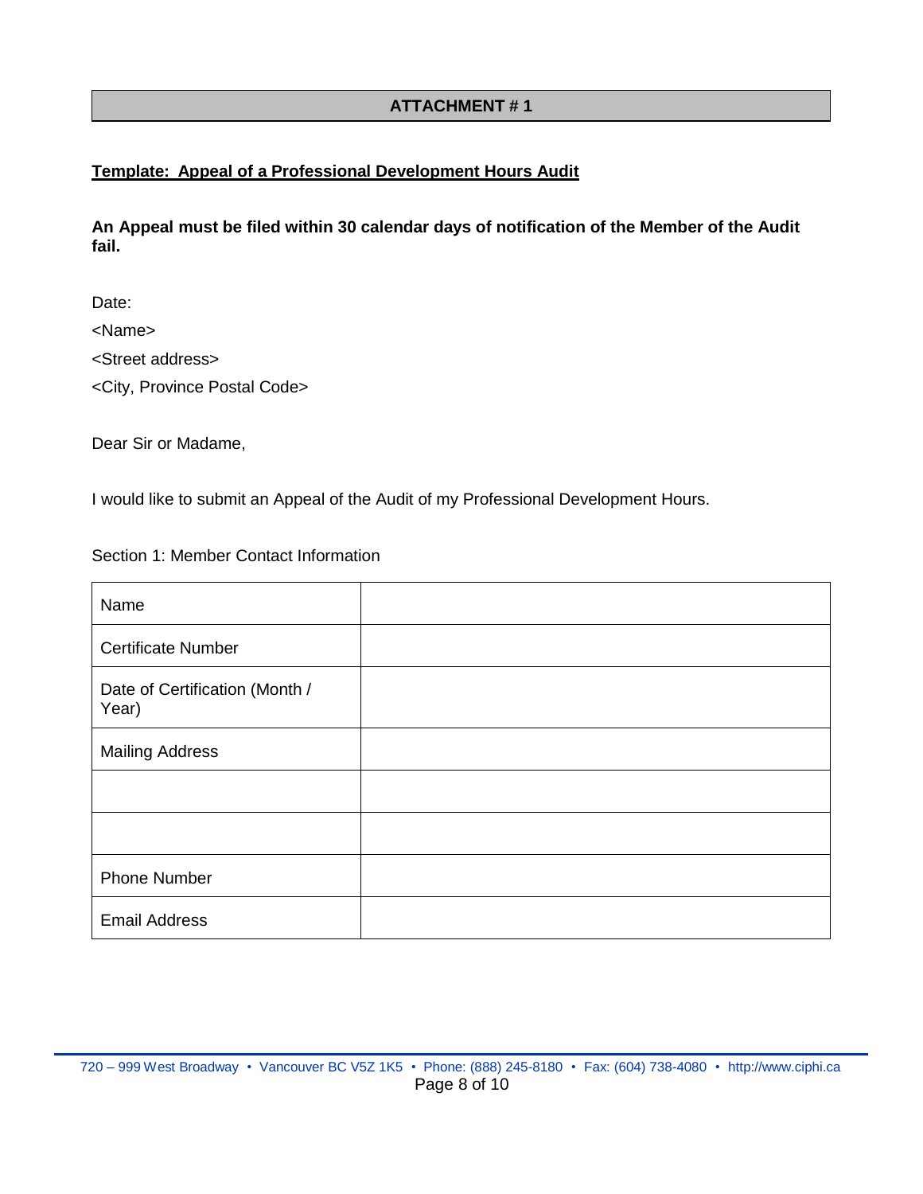## ATTACHMENT # 1

**Template: Appeal of a Professional Development Hours Audit**

**An Appeal must be filed within 30 calendar days of notification of the Member of the Audit fail.**

Date:

<Name>

<Street address>

<City, Province Postal Code>

Dear Sir or Madame,

I would like to submit an Appeal of the Audit of my Professional Development Hours.

Section 1: Member Contact Information

| | |
|---|---|
| Name | |
| Certificate Number | |
| Date of Certification (Month / Year) | |
| Mailing Address | |
| | |
| | |
| Phone Number | |
| Email Address | |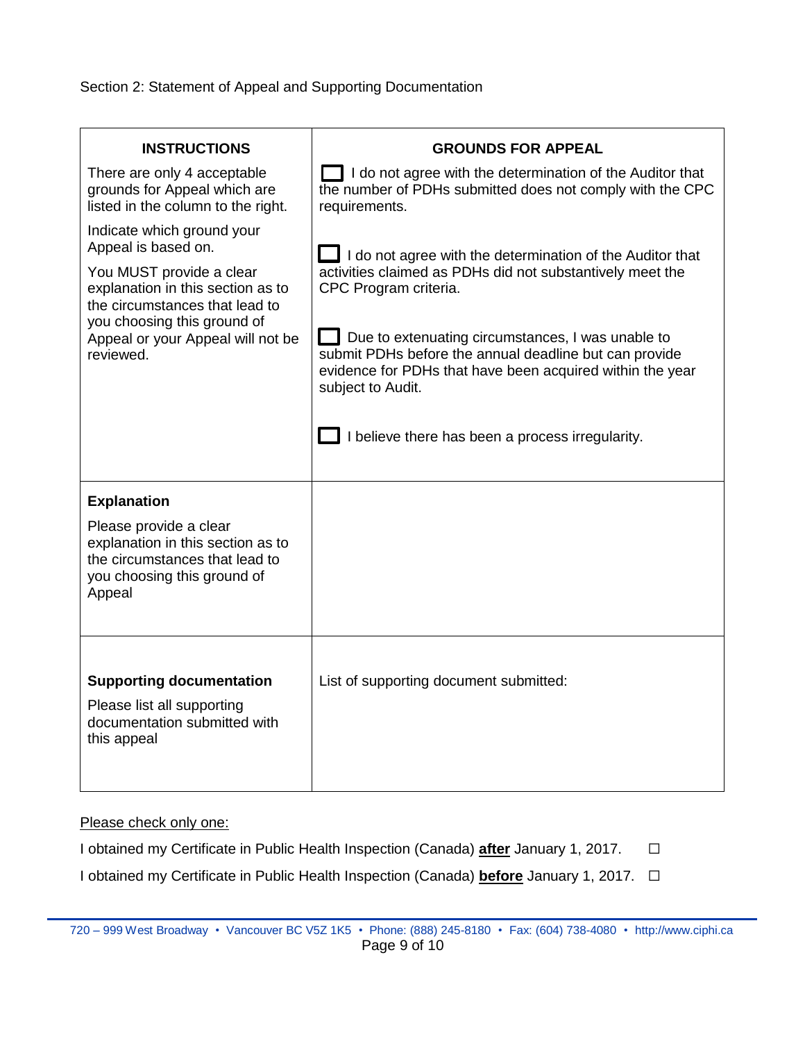Section 2: Statement of Appeal and Supporting Documentation

| INSTRUCTIONS | GROUNDS FOR APPEAL |
|---|---|
| There are only 4 acceptable grounds for Appeal which are listed in the column to the right.<br><br>Indicate which ground your Appeal is based on.<br><br>You MUST provide a clear explanation in this section as to the circumstances that lead to you choosing this ground of Appeal or your Appeal will not be reviewed. | ☐ I do not agree with the determination of the Auditor that the number of PDHs submitted does not comply with the CPC requirements.<br><br>☐ I do not agree with the determination of the Auditor that activities claimed as PDHs did not substantively meet the CPC Program criteria.<br><br>☐ Due to extenuating circumstances, I was unable to submit PDHs before the annual deadline but can provide evidence for PDHs that have been acquired within the year subject to Audit.<br><br>☐ I believe there has been a process irregularity. |
| **Explanation**<br><br>Please provide a clear explanation in this section as to the circumstances that lead to you choosing this ground of Appeal | |
| **Supporting documentation**<br><br>Please list all supporting documentation submitted with this appeal | List of supporting document submitted: |

Please check only one:

I obtained my Certificate in Public Health Inspection (Canada) **after** January 1, 2017. ☐

I obtained my Certificate in Public Health Inspection (Canada) **before** January 1, 2017. ☐

720 – 999 West Broadway • Vancouver BC V5Z 1K5 • Phone: (888) 245-8180 • Fax: (604) 738-4080 • http://www.ciphi.ca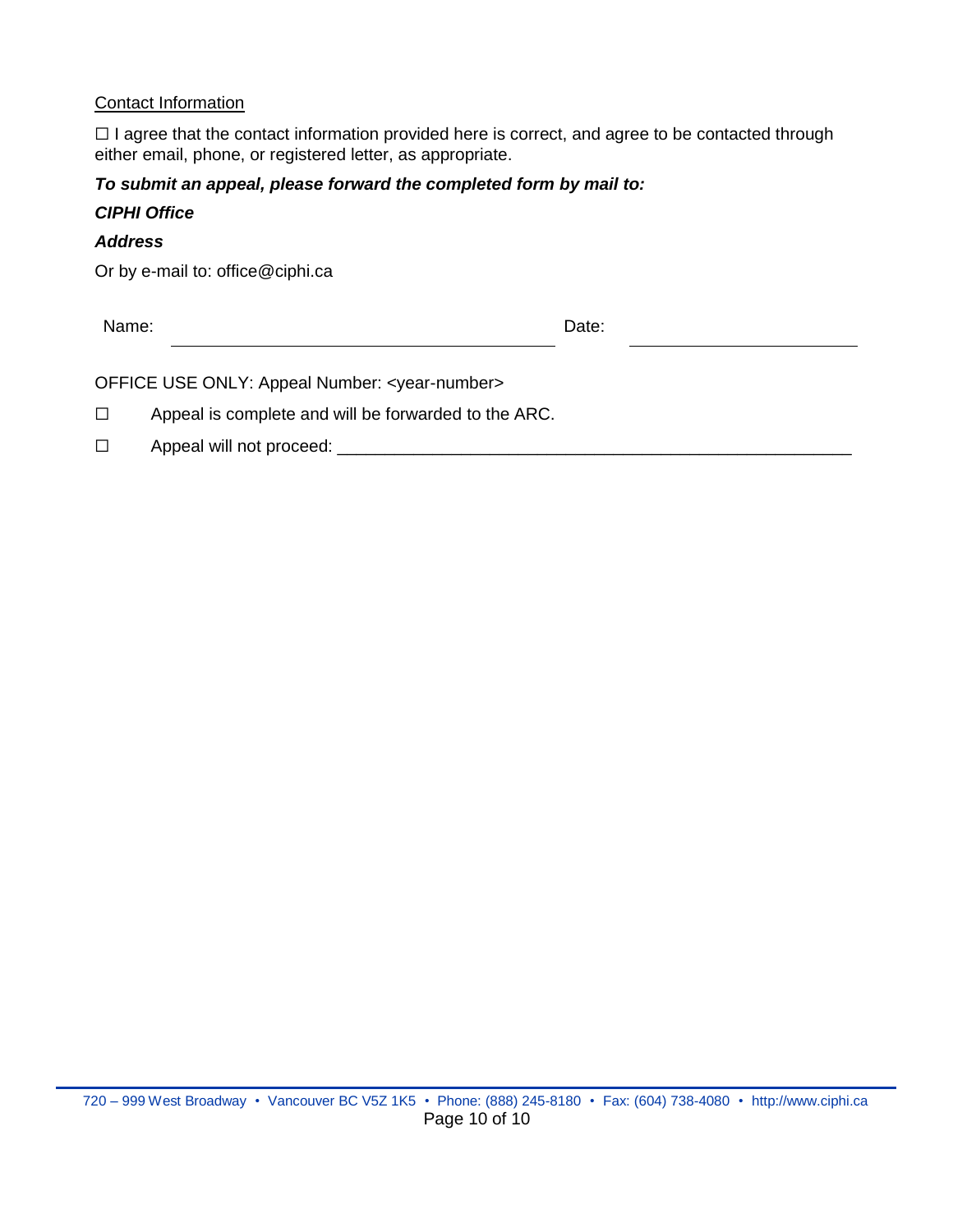Contact Information

☐ I agree that the contact information provided here is correct, and agree to be contacted through either email, phone, or registered letter, as appropriate.

***To submit an appeal, please forward the completed form by mail to:***

***CIPHI Office***

***Address***

Or by e-mail to: office@ciphi.ca

Name: ______________________________ Date: ____________________

OFFICE USE ONLY: Appeal Number: <year-number>

☐ Appeal is complete and will be forwarded to the ARC.

☐ Appeal will not proceed: ________________________________________________